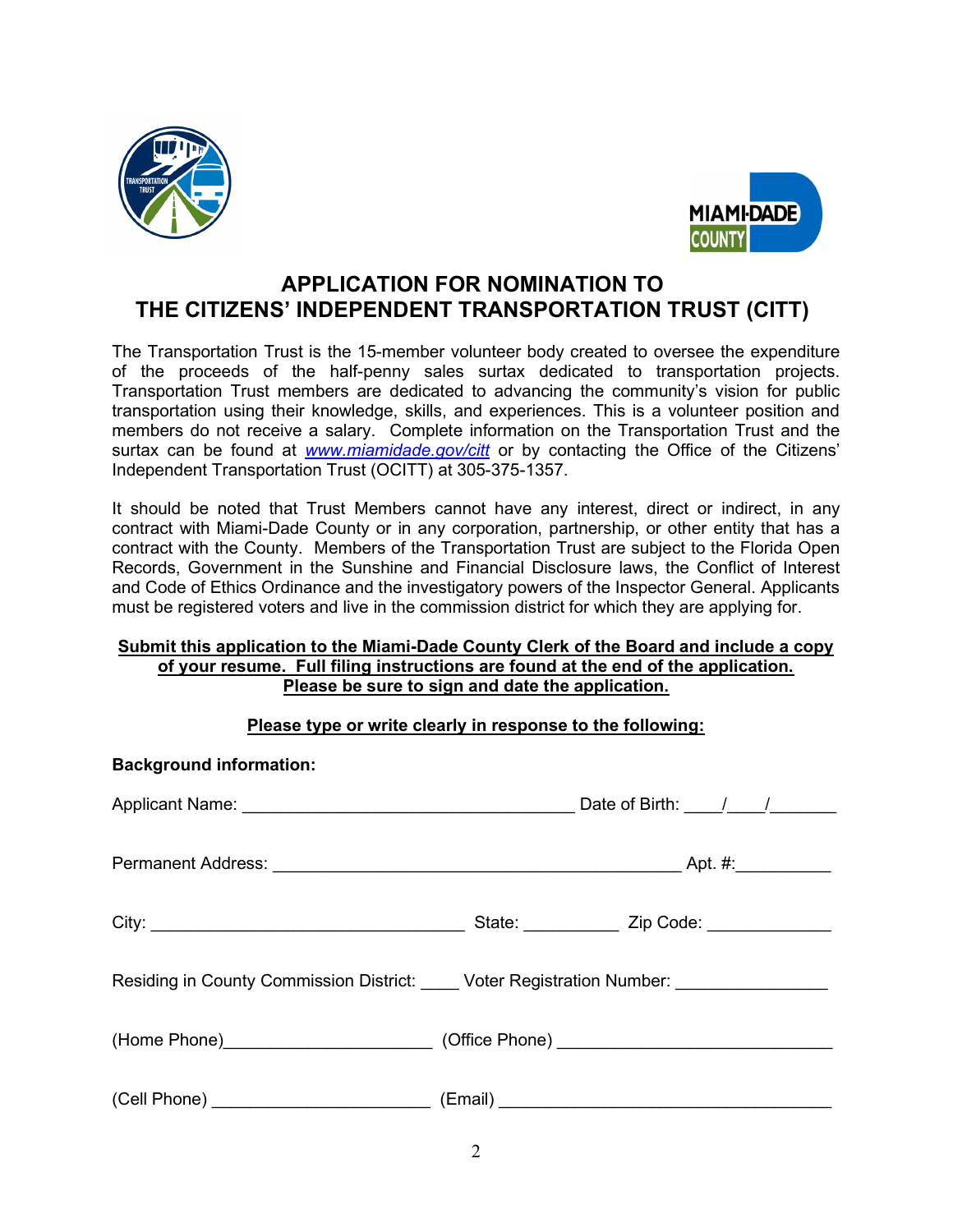# APPLICATION FOR NOMINATION TO THE CITIZENS' INDEPENDENT TRANSPORTATION TRUST (CITT)

The Transportation Trust is the 15-member volunteer body created to oversee the expenditure of the proceeds of the half-penny sales surtax dedicated to transportation projects. Transportation Trust members are dedicated to advancing the community's vision for public transportation using their knowledge, skills, and experiences. This is a volunteer position and members do not receive a salary. Complete information on the Transportation Trust and the surtax can be found at *www.miamidade.gov/citt* or by contacting the Office of the Citizens' Independent Transportation Trust (OCITT) at 305-375-1357.

It should be noted that Trust Members cannot have any interest, direct or indirect, in any contract with Miami-Dade County or in any corporation, partnership, or other entity that has a contract with the County. Members of the Transportation Trust are subject to the Florida Open Records, Government in the Sunshine and Financial Disclosure laws, the Conflict of Interest and Code of Ethics Ordinance and the investigatory powers of the Inspector General. Applicants must be registered voters and live in the commission district for which they are applying for.

**Submit this application to the Miami-Dade County Clerk of the Board and include a copy of your resume. Full filing instructions are found at the end of the application. Please be sure to sign and date the application.**

**Please type or write clearly in response to the following:**

**Background information:**

Applicant Name: ___________________________________ Date of Birth: ____/____/_______

Permanent Address: ___________________________________________ Apt. #:__________

City: _________________________________ State: __________ Zip Code: _____________

Residing in County Commission District: ____ Voter Registration Number: ________________

(Home Phone)_____________________ (Office Phone) ____________________________

(Cell Phone) ______________________ (Email) __________________________________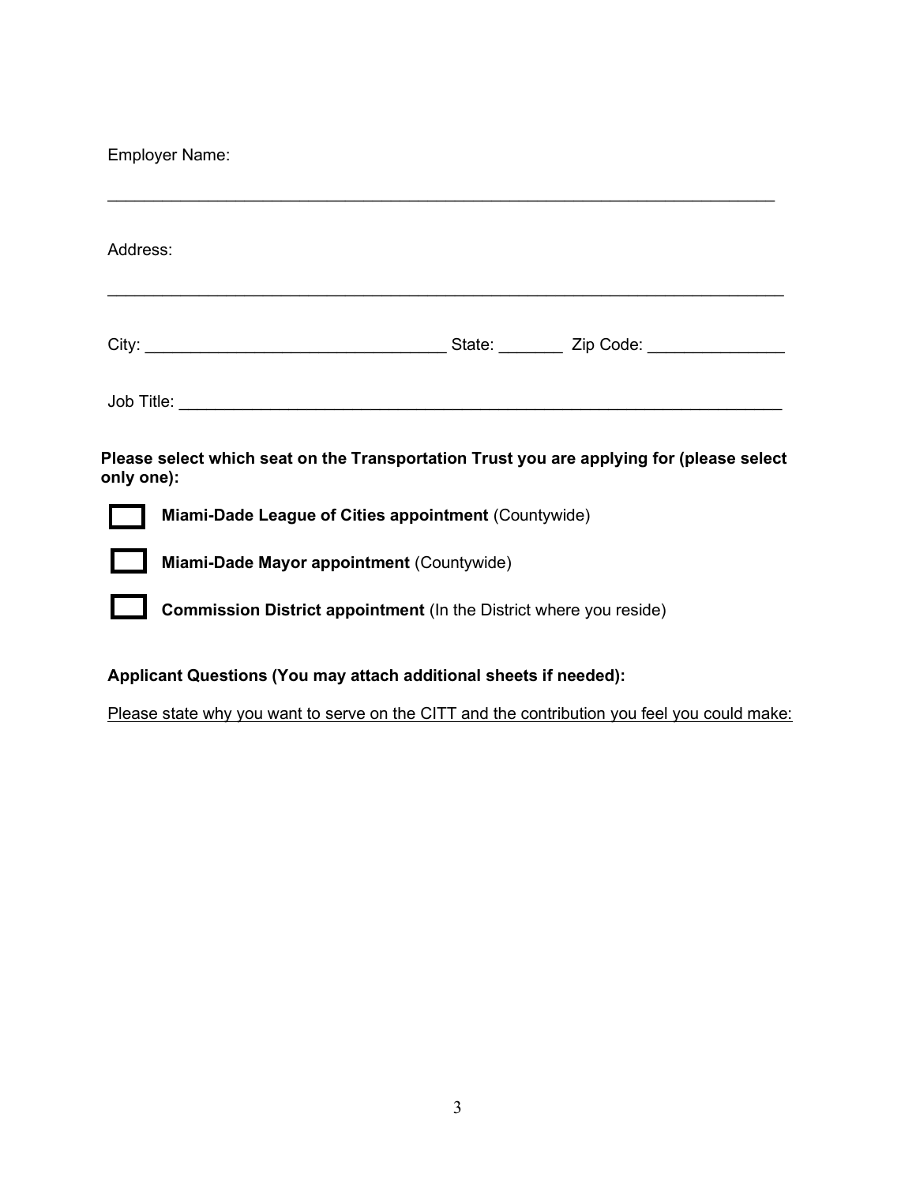Employer Name:

\_\_\_\_\_\_\_\_\_\_\_\_\_\_\_\_\_\_\_\_\_\_\_\_\_\_\_\_\_\_\_\_\_\_\_\_\_\_\_\_\_\_\_\_\_\_\_\_\_\_\_\_\_\_\_\_\_\_\_\_\_\_\_\_\_\_\_\_\_\_\_\_

Address:

\_\_\_\_\_\_\_\_\_\_\_\_\_\_\_\_\_\_\_\_\_\_\_\_\_\_\_\_\_\_\_\_\_\_\_\_\_\_\_\_\_\_\_\_\_\_\_\_\_\_\_\_\_\_\_\_\_\_\_\_\_\_\_\_\_\_\_\_\_\_\_\_

City: \_\_\_\_\_\_\_\_\_\_\_\_\_\_\_\_\_\_\_\_\_\_\_\_\_\_\_\_\_\_\_\_\_ State: \_\_\_\_\_\_\_ Zip Code: \_\_\_\_\_\_\_\_\_\_\_\_\_\_\_

Job Title: \_\_\_\_\_\_\_\_\_\_\_\_\_\_\_\_\_\_\_\_\_\_\_\_\_\_\_\_\_\_\_\_\_\_\_\_\_\_\_\_\_\_\_\_\_\_\_\_\_\_\_\_\_\_\_\_\_\_\_\_\_\_\_\_

**Please select which seat on the Transportation Trust you are applying for (please select only one):**

- ☐ **Miami-Dade League of Cities appointment** (Countywide)
- ☐ **Miami-Dade Mayor appointment** (Countywide)
- ☐ **Commission District appointment** (In the District where you reside)

**Applicant Questions (You may attach additional sheets if needed):**

<u>Please state why you want to serve on the CITT and the contribution you feel you could make:</u>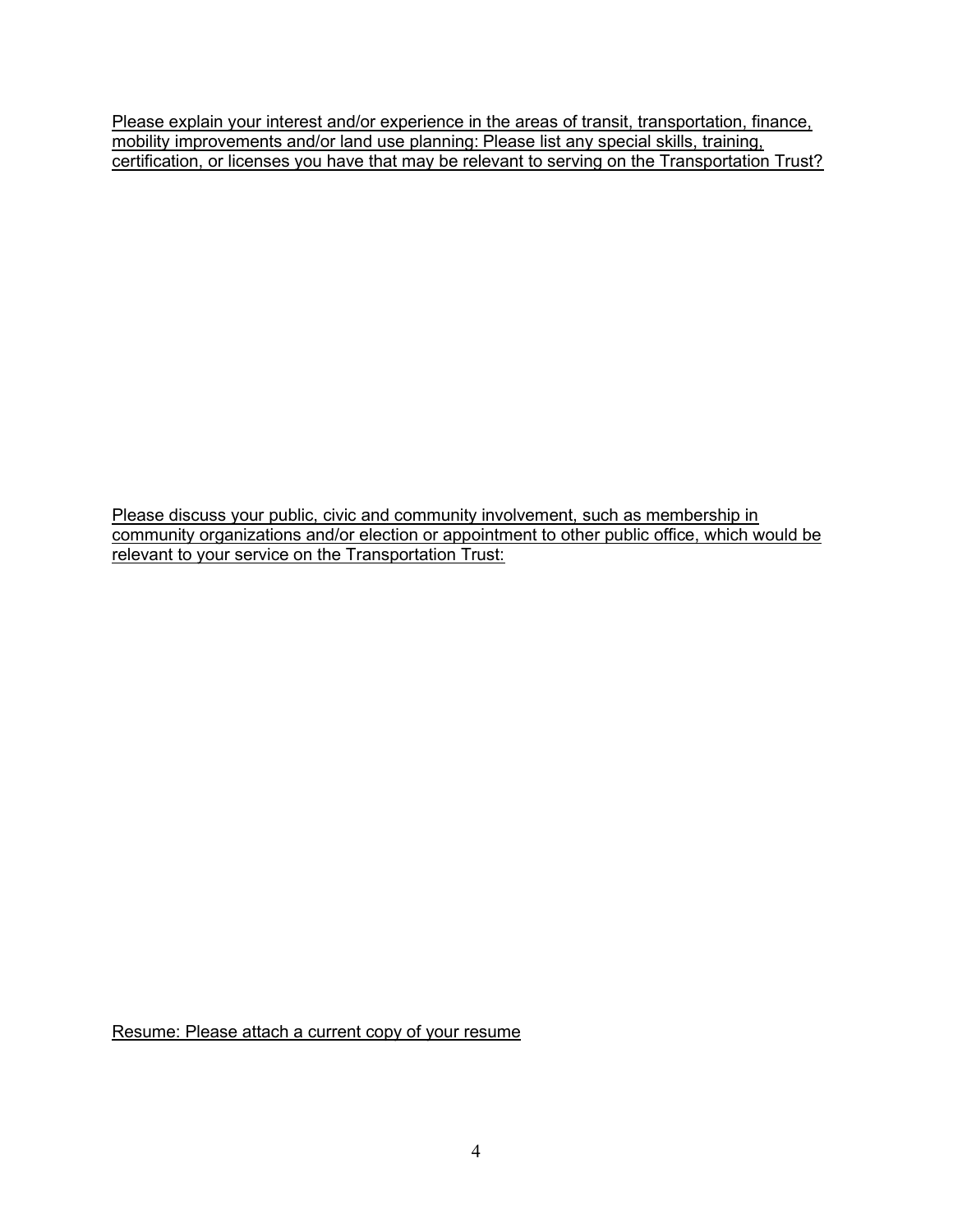Please explain your interest and/or experience in the areas of transit, transportation, finance, mobility improvements and/or land use planning: Please list any special skills, training, certification, or licenses you have that may be relevant to serving on the Transportation Trust?

Please discuss your public, civic and community involvement, such as membership in community organizations and/or election or appointment to other public office, which would be relevant to your service on the Transportation Trust:

Resume: Please attach a current copy of your resume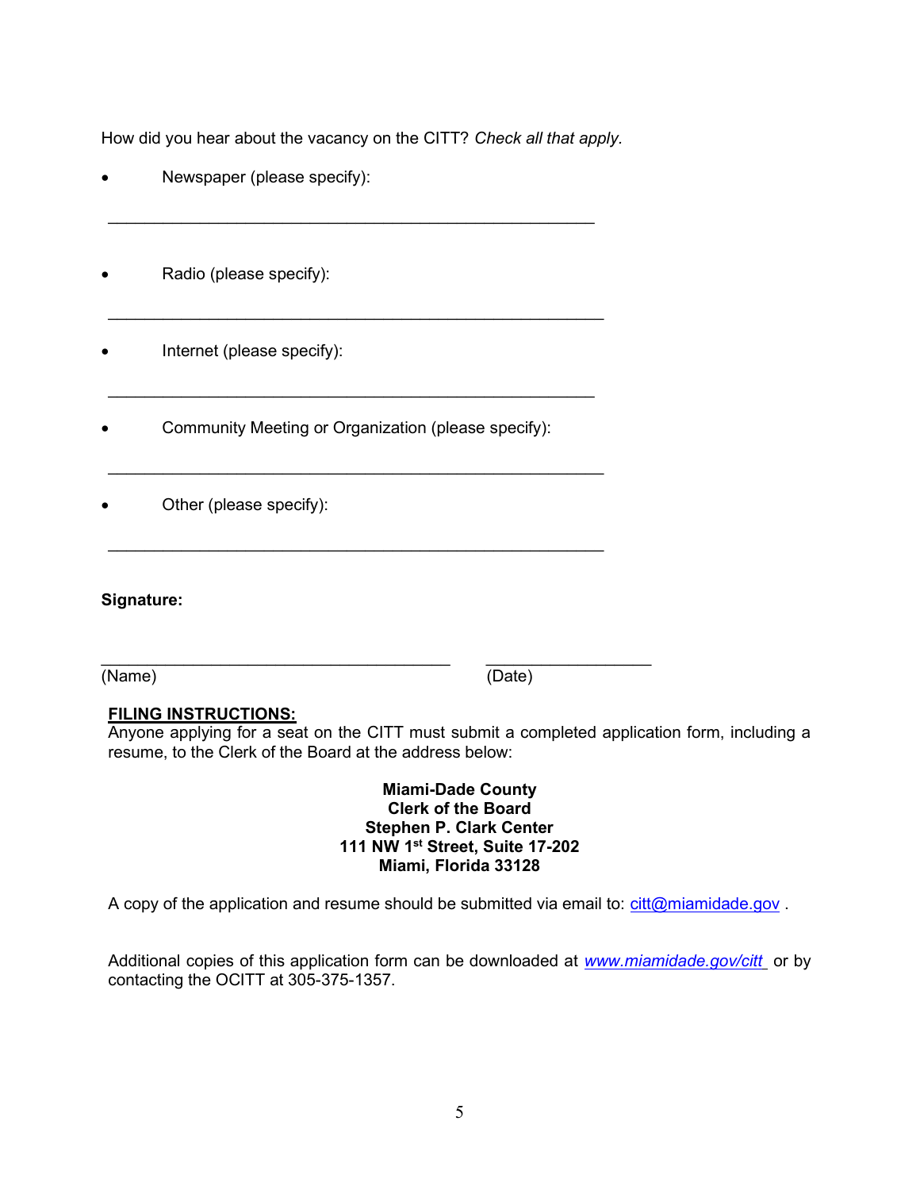How did you hear about the vacancy on the CITT? *Check all that apply.*

- Newspaper (please specify):

_______________________________________________________

- Radio (please specify):

_______________________________________________________

- Internet (please specify):

_______________________________________________________

- Community Meeting or Organization (please specify):

_______________________________________________________

- Other (please specify):

_______________________________________________________

**Signature:**

_______________________________________ __________________

(Name) (Date)

**FILING INSTRUCTIONS:**

Anyone applying for a seat on the CITT must submit a completed application form, including a resume, to the Clerk of the Board at the address below:

**Miami-Dade County**
**Clerk of the Board**
**Stephen P. Clark Center**
**111 NW 1st Street, Suite 17-202**
**Miami, Florida 33128**

A copy of the application and resume should be submitted via email to: citt@miamidade.gov .

Additional copies of this application form can be downloaded at *www.miamidade.gov/citt* or by contacting the OCITT at 305-375-1357.